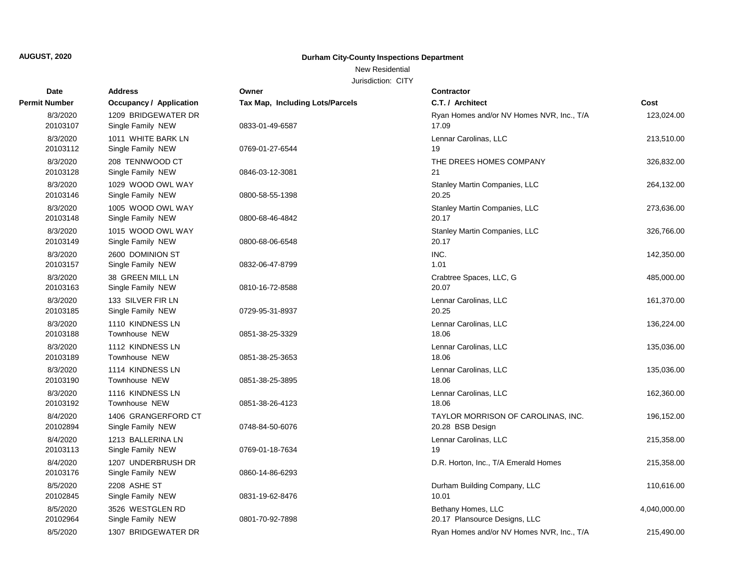**AUGUST, 2020**

**Durham City-County Inspections Department**

New Residential

Jurisdiction: CITY

| Date / Permit Number | Address / Occupancy / Application | Owner / Tax Map, Including Lots/Parcels | Contractor / C.T. / Architect | Cost |
|---|---|---|---|---|
| 8/3/2020<br>20103107 | 1209 BRIDGEWATER DR<br>Single Family NEW | 0833-01-49-6587 | Ryan Homes and/or NV Homes NVR, Inc., T/A<br>17.09 | 123,024.00 |
| 8/3/2020<br>20103112 | 1011 WHITE BARK LN<br>Single Family NEW | 0769-01-27-6544 | Lennar Carolinas, LLC<br>19 | 213,510.00 |
| 8/3/2020<br>20103128 | 208 TENNWOOD CT<br>Single Family NEW | 0846-03-12-3081 | THE DREES HOMES COMPANY<br>21 | 326,832.00 |
| 8/3/2020<br>20103146 | 1029 WOOD OWL WAY<br>Single Family NEW | 0800-58-55-1398 | Stanley Martin Companies, LLC<br>20.25 | 264,132.00 |
| 8/3/2020<br>20103148 | 1005 WOOD OWL WAY<br>Single Family NEW | 0800-68-46-4842 | Stanley Martin Companies, LLC<br>20.17 | 273,636.00 |
| 8/3/2020<br>20103149 | 1015 WOOD OWL WAY<br>Single Family NEW | 0800-68-06-6548 | Stanley Martin Companies, LLC<br>20.17 | 326,766.00 |
| 8/3/2020<br>20103157 | 2600 DOMINION ST<br>Single Family NEW | 0832-06-47-8799 | INC.<br>1.01 | 142,350.00 |
| 8/3/2020<br>20103163 | 38 GREEN MILL LN<br>Single Family NEW | 0810-16-72-8588 | Crabtree Spaces, LLC, G<br>20.07 | 485,000.00 |
| 8/3/2020<br>20103185 | 133 SILVER FIR LN<br>Single Family NEW | 0729-95-31-8937 | Lennar Carolinas, LLC<br>20.25 | 161,370.00 |
| 8/3/2020<br>20103188 | 1110 KINDNESS LN<br>Townhouse NEW | 0851-38-25-3329 | Lennar Carolinas, LLC<br>18.06 | 136,224.00 |
| 8/3/2020<br>20103189 | 1112 KINDNESS LN<br>Townhouse NEW | 0851-38-25-3653 | Lennar Carolinas, LLC<br>18.06 | 135,036.00 |
| 8/3/2020<br>20103190 | 1114 KINDNESS LN<br>Townhouse NEW | 0851-38-25-3895 | Lennar Carolinas, LLC<br>18.06 | 135,036.00 |
| 8/3/2020<br>20103192 | 1116 KINDNESS LN<br>Townhouse NEW | 0851-38-26-4123 | Lennar Carolinas, LLC<br>18.06 | 162,360.00 |
| 8/4/2020<br>20102894 | 1406 GRANGERFORD CT<br>Single Family NEW | 0748-84-50-6076 | TAYLOR MORRISON OF CAROLINAS, INC.<br>20.28 BSB Design | 196,152.00 |
| 8/4/2020<br>20103113 | 1213 BALLERINA LN<br>Single Family NEW | 0769-01-18-7634 | Lennar Carolinas, LLC<br>19 | 215,358.00 |
| 8/4/2020<br>20103176 | 1207 UNDERBRUSH DR<br>Single Family NEW | 0860-14-86-6293 | D.R. Horton, Inc., T/A Emerald Homes | 215,358.00 |
| 8/5/2020<br>20102845 | 2208 ASHE ST<br>Single Family NEW | 0831-19-62-8476 | Durham Building Company, LLC<br>10.01 | 110,616.00 |
| 8/5/2020<br>20102964 | 3526 WESTGLEN RD<br>Single Family NEW | 0801-70-92-7898 | Bethany Homes, LLC<br>20.17 Plansource Designs, LLC | 4,040,000.00 |
| 8/5/2020 | 1307 BRIDGEWATER DR | | Ryan Homes and/or NV Homes NVR, Inc., T/A | 215,490.00 |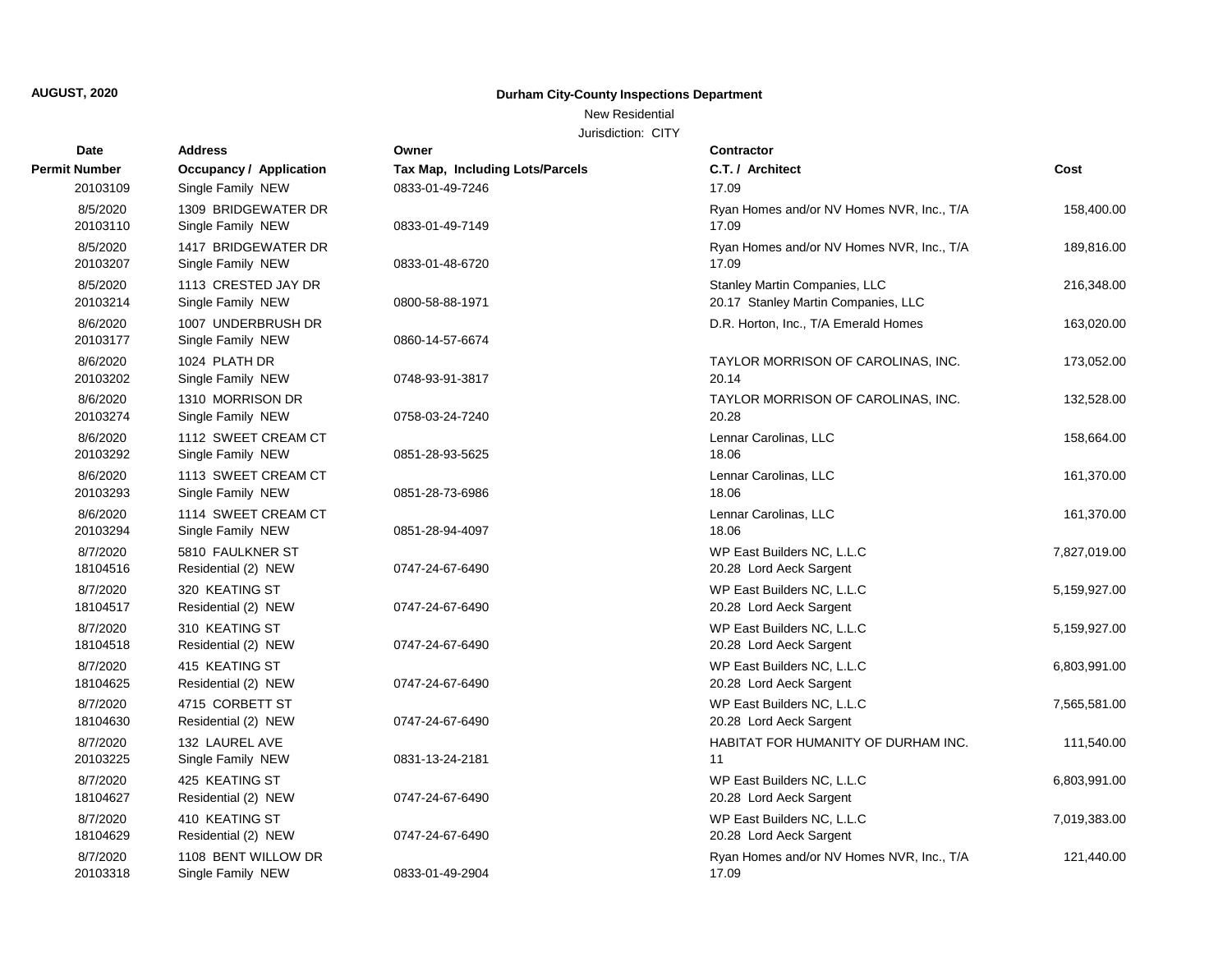**AUGUST, 2020**

**Durham City-County Inspections Department**

New Residential

Jurisdiction: CITY

| Date<br>Permit Number | Address<br>Occupancy / Application | Owner<br>Tax Map, Including Lots/Parcels | Contractor<br>C.T. / Architect | Cost |
|---|---|---|---|---|
| 20103109 | Single Family NEW | 0833-01-49-7246 | 17.09 | |
| 8/5/2020 | 1309 BRIDGEWATER DR | | Ryan Homes and/or NV Homes NVR, Inc., T/A | 158,400.00 |
| 20103110 | Single Family NEW | 0833-01-49-7149 | 17.09 | |
| 8/5/2020 | 1417 BRIDGEWATER DR | | Ryan Homes and/or NV Homes NVR, Inc., T/A | 189,816.00 |
| 20103207 | Single Family NEW | 0833-01-48-6720 | 17.09 | |
| 8/5/2020 | 1113 CRESTED JAY DR | | Stanley Martin Companies, LLC | 216,348.00 |
| 20103214 | Single Family NEW | 0800-58-88-1971 | 20.17 Stanley Martin Companies, LLC | |
| 8/6/2020 | 1007 UNDERBRUSH DR | | D.R. Horton, Inc., T/A Emerald Homes | 163,020.00 |
| 20103177 | Single Family NEW | 0860-14-57-6674 | | |
| 8/6/2020 | 1024 PLATH DR | | TAYLOR MORRISON OF CAROLINAS, INC. | 173,052.00 |
| 20103202 | Single Family NEW | 0748-93-91-3817 | 20.14 | |
| 8/6/2020 | 1310 MORRISON DR | | TAYLOR MORRISON OF CAROLINAS, INC. | 132,528.00 |
| 20103274 | Single Family NEW | 0758-03-24-7240 | 20.28 | |
| 8/6/2020 | 1112 SWEET CREAM CT | | Lennar Carolinas, LLC | 158,664.00 |
| 20103292 | Single Family NEW | 0851-28-93-5625 | 18.06 | |
| 8/6/2020 | 1113 SWEET CREAM CT | | Lennar Carolinas, LLC | 161,370.00 |
| 20103293 | Single Family NEW | 0851-28-73-6986 | 18.06 | |
| 8/6/2020 | 1114 SWEET CREAM CT | | Lennar Carolinas, LLC | 161,370.00 |
| 20103294 | Single Family NEW | 0851-28-94-4097 | 18.06 | |
| 8/7/2020 | 5810 FAULKNER ST | | WP East Builders NC, L.L.C | 7,827,019.00 |
| 18104516 | Residential (2) NEW | 0747-24-67-6490 | 20.28 Lord Aeck Sargent | |
| 8/7/2020 | 320 KEATING ST | | WP East Builders NC, L.L.C | 5,159,927.00 |
| 18104517 | Residential (2) NEW | 0747-24-67-6490 | 20.28 Lord Aeck Sargent | |
| 8/7/2020 | 310 KEATING ST | | WP East Builders NC, L.L.C | 5,159,927.00 |
| 18104518 | Residential (2) NEW | 0747-24-67-6490 | 20.28 Lord Aeck Sargent | |
| 8/7/2020 | 415 KEATING ST | | WP East Builders NC, L.L.C | 6,803,991.00 |
| 18104625 | Residential (2) NEW | 0747-24-67-6490 | 20.28 Lord Aeck Sargent | |
| 8/7/2020 | 4715 CORBETT ST | | WP East Builders NC, L.L.C | 7,565,581.00 |
| 18104630 | Residential (2) NEW | 0747-24-67-6490 | 20.28 Lord Aeck Sargent | |
| 8/7/2020 | 132 LAUREL AVE | | HABITAT FOR HUMANITY OF DURHAM INC. | 111,540.00 |
| 20103225 | Single Family NEW | 0831-13-24-2181 | 11 | |
| 8/7/2020 | 425 KEATING ST | | WP East Builders NC, L.L.C | 6,803,991.00 |
| 18104627 | Residential (2) NEW | 0747-24-67-6490 | 20.28 Lord Aeck Sargent | |
| 8/7/2020 | 410 KEATING ST | | WP East Builders NC, L.L.C | 7,019,383.00 |
| 18104629 | Residential (2) NEW | 0747-24-67-6490 | 20.28 Lord Aeck Sargent | |
| 8/7/2020 | 1108 BENT WILLOW DR | | Ryan Homes and/or NV Homes NVR, Inc., T/A | 121,440.00 |
| 20103318 | Single Family NEW | 0833-01-49-2904 | 17.09 | |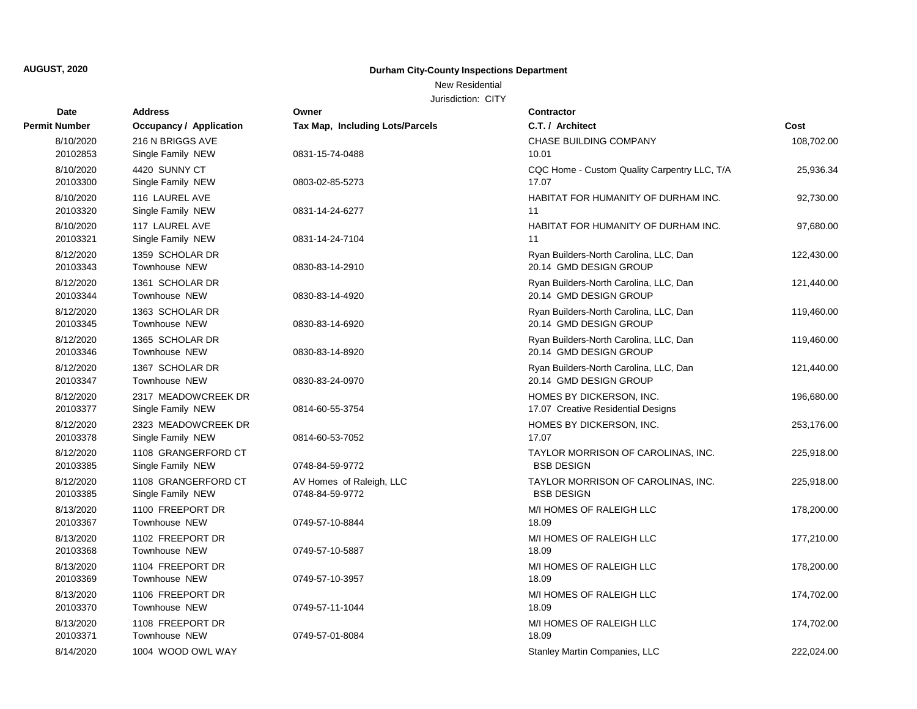**AUGUST, 2020**

**Durham City-County Inspections Department**

New Residential

Jurisdiction: CITY

| Date / Permit Number | Address / Occupancy / Application | Owner / Tax Map, Including Lots/Parcels | Contractor / C.T. / Architect | Cost |
|---|---|---|---|---|
| 8/10/2020<br>20102853 | 216 N BRIGGS AVE<br>Single Family NEW | <br>0831-15-74-0488 | CHASE BUILDING COMPANY<br>10.01 | 108,702.00 |
| 8/10/2020<br>20103300 | 4420 SUNNY CT<br>Single Family NEW | <br>0803-02-85-5273 | CQC Home - Custom Quality Carpentry LLC, T/A<br>17.07 | 25,936.34 |
| 8/10/2020<br>20103320 | 116 LAUREL AVE<br>Single Family NEW | <br>0831-14-24-6277 | HABITAT FOR HUMANITY OF DURHAM INC.<br>11 | 92,730.00 |
| 8/10/2020<br>20103321 | 117 LAUREL AVE<br>Single Family NEW | <br>0831-14-24-7104 | HABITAT FOR HUMANITY OF DURHAM INC.<br>11 | 97,680.00 |
| 8/12/2020<br>20103343 | 1359 SCHOLAR DR<br>Townhouse NEW | <br>0830-83-14-2910 | Ryan Builders-North Carolina, LLC, Dan<br>20.14 GMD DESIGN GROUP | 122,430.00 |
| 8/12/2020<br>20103344 | 1361 SCHOLAR DR<br>Townhouse NEW | <br>0830-83-14-4920 | Ryan Builders-North Carolina, LLC, Dan<br>20.14 GMD DESIGN GROUP | 121,440.00 |
| 8/12/2020<br>20103345 | 1363 SCHOLAR DR<br>Townhouse NEW | <br>0830-83-14-6920 | Ryan Builders-North Carolina, LLC, Dan<br>20.14 GMD DESIGN GROUP | 119,460.00 |
| 8/12/2020<br>20103346 | 1365 SCHOLAR DR<br>Townhouse NEW | <br>0830-83-14-8920 | Ryan Builders-North Carolina, LLC, Dan<br>20.14 GMD DESIGN GROUP | 119,460.00 |
| 8/12/2020<br>20103347 | 1367 SCHOLAR DR<br>Townhouse NEW | <br>0830-83-24-0970 | Ryan Builders-North Carolina, LLC, Dan<br>20.14 GMD DESIGN GROUP | 121,440.00 |
| 8/12/2020<br>20103377 | 2317 MEADOWCREEK DR<br>Single Family NEW | <br>0814-60-55-3754 | HOMES BY DICKERSON, INC.<br>17.07 Creative Residential Designs | 196,680.00 |
| 8/12/2020<br>20103378 | 2323 MEADOWCREEK DR<br>Single Family NEW | <br>0814-60-53-7052 | HOMES BY DICKERSON, INC.<br>17.07 | 253,176.00 |
| 8/12/2020<br>20103385 | 1108 GRANGERFORD CT<br>Single Family NEW | <br>0748-84-59-9772 | TAYLOR MORRISON OF CAROLINAS, INC.<br>BSB DESIGN | 225,918.00 |
| 8/12/2020<br>20103385 | 1108 GRANGERFORD CT<br>Single Family NEW | AV Homes of Raleigh, LLC<br>0748-84-59-9772 | TAYLOR MORRISON OF CAROLINAS, INC.<br>BSB DESIGN | 225,918.00 |
| 8/13/2020<br>20103367 | 1100 FREEPORT DR<br>Townhouse NEW | <br>0749-57-10-8844 | M/I HOMES OF RALEIGH LLC<br>18.09 | 178,200.00 |
| 8/13/2020<br>20103368 | 1102 FREEPORT DR<br>Townhouse NEW | <br>0749-57-10-5887 | M/I HOMES OF RALEIGH LLC<br>18.09 | 177,210.00 |
| 8/13/2020<br>20103369 | 1104 FREEPORT DR<br>Townhouse NEW | <br>0749-57-10-3957 | M/I HOMES OF RALEIGH LLC<br>18.09 | 178,200.00 |
| 8/13/2020<br>20103370 | 1106 FREEPORT DR<br>Townhouse NEW | <br>0749-57-11-1044 | M/I HOMES OF RALEIGH LLC<br>18.09 | 174,702.00 |
| 8/13/2020<br>20103371 | 1108 FREEPORT DR<br>Townhouse NEW | <br>0749-57-01-8084 | M/I HOMES OF RALEIGH LLC<br>18.09 | 174,702.00 |
| 8/14/2020 | 1004 WOOD OWL WAY | | Stanley Martin Companies, LLC | 222,024.00 |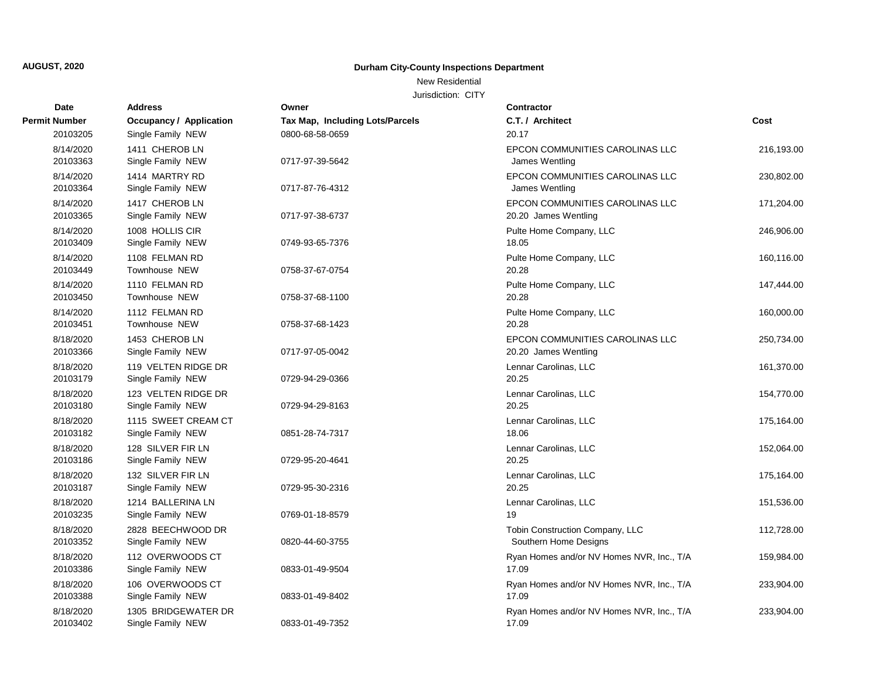**AUGUST, 2020**

**Durham City-County Inspections Department**

New Residential

Jurisdiction: CITY

| Date / Permit Number | Address / Occupancy / Application | Owner / Tax Map, Including Lots/Parcels | Contractor / C.T. / Architect | Cost |
|---|---|---|---|---|
| 20103205 | Single Family NEW | 0800-68-58-0659 | 20.17 | |
| 8/14/2020<br>20103363 | 1411 CHEROB LN<br>Single Family NEW | 0717-97-39-5642 | EPCON COMMUNITIES CAROLINAS LLC<br>James Wentling | 216,193.00 |
| 8/14/2020<br>20103364 | 1414 MARTRY RD<br>Single Family NEW | 0717-87-76-4312 | EPCON COMMUNITIES CAROLINAS LLC<br>James Wentling | 230,802.00 |
| 8/14/2020<br>20103365 | 1417 CHEROB LN<br>Single Family NEW | 0717-97-38-6737 | EPCON COMMUNITIES CAROLINAS LLC<br>20.20 James Wentling | 171,204.00 |
| 8/14/2020<br>20103409 | 1008 HOLLIS CIR<br>Single Family NEW | 0749-93-65-7376 | Pulte Home Company, LLC<br>18.05 | 246,906.00 |
| 8/14/2020<br>20103449 | 1108 FELMAN RD<br>Townhouse NEW | 0758-37-67-0754 | Pulte Home Company, LLC<br>20.28 | 160,116.00 |
| 8/14/2020<br>20103450 | 1110 FELMAN RD<br>Townhouse NEW | 0758-37-68-1100 | Pulte Home Company, LLC<br>20.28 | 147,444.00 |
| 8/14/2020<br>20103451 | 1112 FELMAN RD<br>Townhouse NEW | 0758-37-68-1423 | Pulte Home Company, LLC<br>20.28 | 160,000.00 |
| 8/18/2020<br>20103366 | 1453 CHEROB LN<br>Single Family NEW | 0717-97-05-0042 | EPCON COMMUNITIES CAROLINAS LLC<br>20.20 James Wentling | 250,734.00 |
| 8/18/2020<br>20103179 | 119 VELTEN RIDGE DR<br>Single Family NEW | 0729-94-29-0366 | Lennar Carolinas, LLC<br>20.25 | 161,370.00 |
| 8/18/2020<br>20103180 | 123 VELTEN RIDGE DR<br>Single Family NEW | 0729-94-29-8163 | Lennar Carolinas, LLC<br>20.25 | 154,770.00 |
| 8/18/2020<br>20103182 | 1115 SWEET CREAM CT<br>Single Family NEW | 0851-28-74-7317 | Lennar Carolinas, LLC<br>18.06 | 175,164.00 |
| 8/18/2020<br>20103186 | 128 SILVER FIR LN<br>Single Family NEW | 0729-95-20-4641 | Lennar Carolinas, LLC<br>20.25 | 152,064.00 |
| 8/18/2020<br>20103187 | 132 SILVER FIR LN<br>Single Family NEW | 0729-95-30-2316 | Lennar Carolinas, LLC<br>20.25 | 175,164.00 |
| 8/18/2020<br>20103235 | 1214 BALLERINA LN<br>Single Family NEW | 0769-01-18-8579 | Lennar Carolinas, LLC<br>19 | 151,536.00 |
| 8/18/2020<br>20103352 | 2828 BEECHWOOD DR<br>Single Family NEW | 0820-44-60-3755 | Tobin Construction Company, LLC<br>Southern Home Designs | 112,728.00 |
| 8/18/2020<br>20103386 | 112 OVERWOODS CT<br>Single Family NEW | 0833-01-49-9504 | Ryan Homes and/or NV Homes NVR, Inc., T/A<br>17.09 | 159,984.00 |
| 8/18/2020<br>20103388 | 106 OVERWOODS CT<br>Single Family NEW | 0833-01-49-8402 | Ryan Homes and/or NV Homes NVR, Inc., T/A<br>17.09 | 233,904.00 |
| 8/18/2020<br>20103402 | 1305 BRIDGEWATER DR<br>Single Family NEW | 0833-01-49-7352 | Ryan Homes and/or NV Homes NVR, Inc., T/A<br>17.09 | 233,904.00 |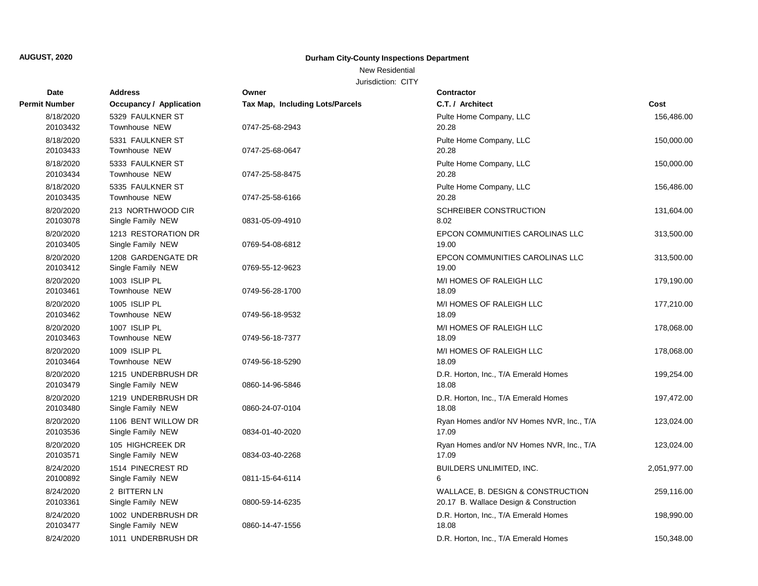**AUGUST, 2020**

**Durham City-County Inspections Department**

New Residential

Jurisdiction: CITY

| Date / Permit Number | Address / Occupancy / Application | Owner / Tax Map, Including Lots/Parcels | Contractor / C.T. / Architect | Cost |
|---|---|---|---|---|
| 8/18/2020<br>20103432 | 5329 FAULKNER ST<br>Townhouse NEW | <br>0747-25-68-2943 | Pulte Home Company, LLC<br>20.28 | 156,486.00 |
| 8/18/2020<br>20103433 | 5331 FAULKNER ST<br>Townhouse NEW | <br>0747-25-68-0647 | Pulte Home Company, LLC<br>20.28 | 150,000.00 |
| 8/18/2020<br>20103434 | 5333 FAULKNER ST<br>Townhouse NEW | <br>0747-25-58-8475 | Pulte Home Company, LLC<br>20.28 | 150,000.00 |
| 8/18/2020<br>20103435 | 5335 FAULKNER ST<br>Townhouse NEW | <br>0747-25-58-6166 | Pulte Home Company, LLC<br>20.28 | 156,486.00 |
| 8/20/2020<br>20103078 | 213 NORTHWOOD CIR<br>Single Family NEW | <br>0831-05-09-4910 | SCHREIBER CONSTRUCTION<br>8.02 | 131,604.00 |
| 8/20/2020<br>20103405 | 1213 RESTORATION DR<br>Single Family NEW | <br>0769-54-08-6812 | EPCON COMMUNITIES CAROLINAS LLC<br>19.00 | 313,500.00 |
| 8/20/2020<br>20103412 | 1208 GARDENGATE DR<br>Single Family NEW | <br>0769-55-12-9623 | EPCON COMMUNITIES CAROLINAS LLC<br>19.00 | 313,500.00 |
| 8/20/2020<br>20103461 | 1003 ISLIP PL<br>Townhouse NEW | <br>0749-56-28-1700 | M/I HOMES OF RALEIGH LLC<br>18.09 | 179,190.00 |
| 8/20/2020<br>20103462 | 1005 ISLIP PL<br>Townhouse NEW | <br>0749-56-18-9532 | M/I HOMES OF RALEIGH LLC<br>18.09 | 177,210.00 |
| 8/20/2020<br>20103463 | 1007 ISLIP PL<br>Townhouse NEW | <br>0749-56-18-7377 | M/I HOMES OF RALEIGH LLC<br>18.09 | 178,068.00 |
| 8/20/2020<br>20103464 | 1009 ISLIP PL<br>Townhouse NEW | <br>0749-56-18-5290 | M/I HOMES OF RALEIGH LLC<br>18.09 | 178,068.00 |
| 8/20/2020<br>20103479 | 1215 UNDERBRUSH DR<br>Single Family NEW | <br>0860-14-96-5846 | D.R. Horton, Inc., T/A Emerald Homes<br>18.08 | 199,254.00 |
| 8/20/2020<br>20103480 | 1219 UNDERBRUSH DR<br>Single Family NEW | <br>0860-24-07-0104 | D.R. Horton, Inc., T/A Emerald Homes<br>18.08 | 197,472.00 |
| 8/20/2020<br>20103536 | 1106 BENT WILLOW DR<br>Single Family NEW | <br>0834-01-40-2020 | Ryan Homes and/or NV Homes NVR, Inc., T/A<br>17.09 | 123,024.00 |
| 8/20/2020<br>20103571 | 105 HIGHCREEK DR<br>Single Family NEW | <br>0834-03-40-2268 | Ryan Homes and/or NV Homes NVR, Inc., T/A<br>17.09 | 123,024.00 |
| 8/24/2020<br>20100892 | 1514 PINECREST RD<br>Single Family NEW | <br>0811-15-64-6114 | BUILDERS UNLIMITED, INC.<br>6 | 2,051,977.00 |
| 8/24/2020<br>20103361 | 2 BITTERN LN<br>Single Family NEW | <br>0800-59-14-6235 | WALLACE, B. DESIGN & CONSTRUCTION<br>20.17 B. Wallace Design & Construction | 259,116.00 |
| 8/24/2020<br>20103477 | 1002 UNDERBRUSH DR<br>Single Family NEW | <br>0860-14-47-1556 | D.R. Horton, Inc., T/A Emerald Homes<br>18.08 | 198,990.00 |
| 8/24/2020 | 1011 UNDERBRUSH DR | | D.R. Horton, Inc., T/A Emerald Homes | 150,348.00 |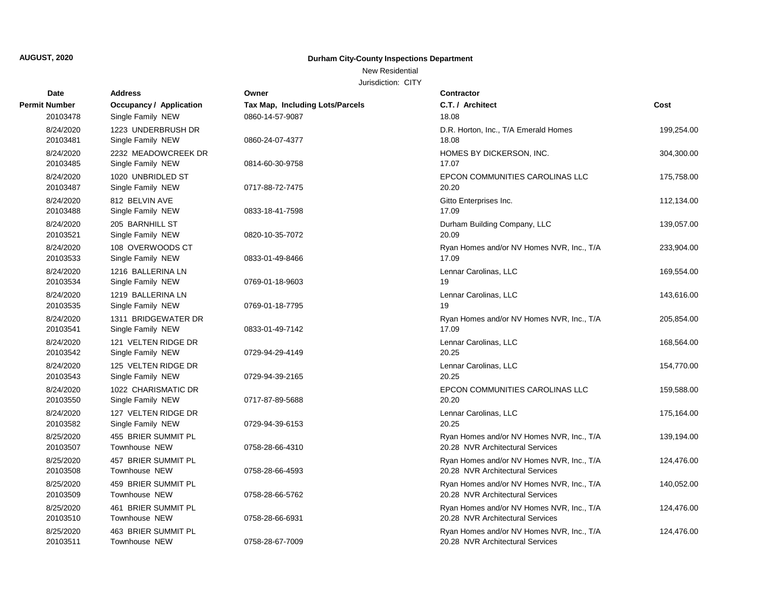**AUGUST, 2020**

**Durham City-County Inspections Department**

New Residential

Jurisdiction: CITY

| Date<br>Permit Number | Address<br>Occupancy / Application | Owner<br>Tax Map, Including Lots/Parcels | Contractor<br>C.T. / Architect | Cost |
|---|---|---|---|---|
| 20103478 | Single Family NEW | 0860-14-57-9087 | 18.08 | |
| 8/24/2020 | 1223 UNDERBRUSH DR | | D.R. Horton, Inc., T/A Emerald Homes | 199,254.00 |
| 20103481 | Single Family NEW | 0860-24-07-4377 | 18.08 | |
| 8/24/2020 | 2232 MEADOWCREEK DR | | HOMES BY DICKERSON, INC. | 304,300.00 |
| 20103485 | Single Family NEW | 0814-60-30-9758 | 17.07 | |
| 8/24/2020 | 1020 UNBRIDLED ST | | EPCON COMMUNITIES CAROLINAS LLC | 175,758.00 |
| 20103487 | Single Family NEW | 0717-88-72-7475 | 20.20 | |
| 8/24/2020 | 812 BELVIN AVE | | Gitto Enterprises Inc. | 112,134.00 |
| 20103488 | Single Family NEW | 0833-18-41-7598 | 17.09 | |
| 8/24/2020 | 205 BARNHILL ST | | Durham Building Company, LLC | 139,057.00 |
| 20103521 | Single Family NEW | 0820-10-35-7072 | 20.09 | |
| 8/24/2020 | 108 OVERWOODS CT | | Ryan Homes and/or NV Homes NVR, Inc., T/A | 233,904.00 |
| 20103533 | Single Family NEW | 0833-01-49-8466 | 17.09 | |
| 8/24/2020 | 1216 BALLERINA LN | | Lennar Carolinas, LLC | 169,554.00 |
| 20103534 | Single Family NEW | 0769-01-18-9603 | 19 | |
| 8/24/2020 | 1219 BALLERINA LN | | Lennar Carolinas, LLC | 143,616.00 |
| 20103535 | Single Family NEW | 0769-01-18-7795 | 19 | |
| 8/24/2020 | 1311 BRIDGEWATER DR | | Ryan Homes and/or NV Homes NVR, Inc., T/A | 205,854.00 |
| 20103541 | Single Family NEW | 0833-01-49-7142 | 17.09 | |
| 8/24/2020 | 121 VELTEN RIDGE DR | | Lennar Carolinas, LLC | 168,564.00 |
| 20103542 | Single Family NEW | 0729-94-29-4149 | 20.25 | |
| 8/24/2020 | 125 VELTEN RIDGE DR | | Lennar Carolinas, LLC | 154,770.00 |
| 20103543 | Single Family NEW | 0729-94-39-2165 | 20.25 | |
| 8/24/2020 | 1022 CHARISMATIC DR | | EPCON COMMUNITIES CAROLINAS LLC | 159,588.00 |
| 20103550 | Single Family NEW | 0717-87-89-5688 | 20.20 | |
| 8/24/2020 | 127 VELTEN RIDGE DR | | Lennar Carolinas, LLC | 175,164.00 |
| 20103582 | Single Family NEW | 0729-94-39-6153 | 20.25 | |
| 8/25/2020 | 455 BRIER SUMMIT PL | | Ryan Homes and/or NV Homes NVR, Inc., T/A | 139,194.00 |
| 20103507 | Townhouse NEW | 0758-28-66-4310 | 20.28 NVR Architectural Services | |
| 8/25/2020 | 457 BRIER SUMMIT PL | | Ryan Homes and/or NV Homes NVR, Inc., T/A | 124,476.00 |
| 20103508 | Townhouse NEW | 0758-28-66-4593 | 20.28 NVR Architectural Services | |
| 8/25/2020 | 459 BRIER SUMMIT PL | | Ryan Homes and/or NV Homes NVR, Inc., T/A | 140,052.00 |
| 20103509 | Townhouse NEW | 0758-28-66-5762 | 20.28 NVR Architectural Services | |
| 8/25/2020 | 461 BRIER SUMMIT PL | | Ryan Homes and/or NV Homes NVR, Inc., T/A | 124,476.00 |
| 20103510 | Townhouse NEW | 0758-28-66-6931 | 20.28 NVR Architectural Services | |
| 8/25/2020 | 463 BRIER SUMMIT PL | | Ryan Homes and/or NV Homes NVR, Inc., T/A | 124,476.00 |
| 20103511 | Townhouse NEW | 0758-28-67-7009 | 20.28 NVR Architectural Services | |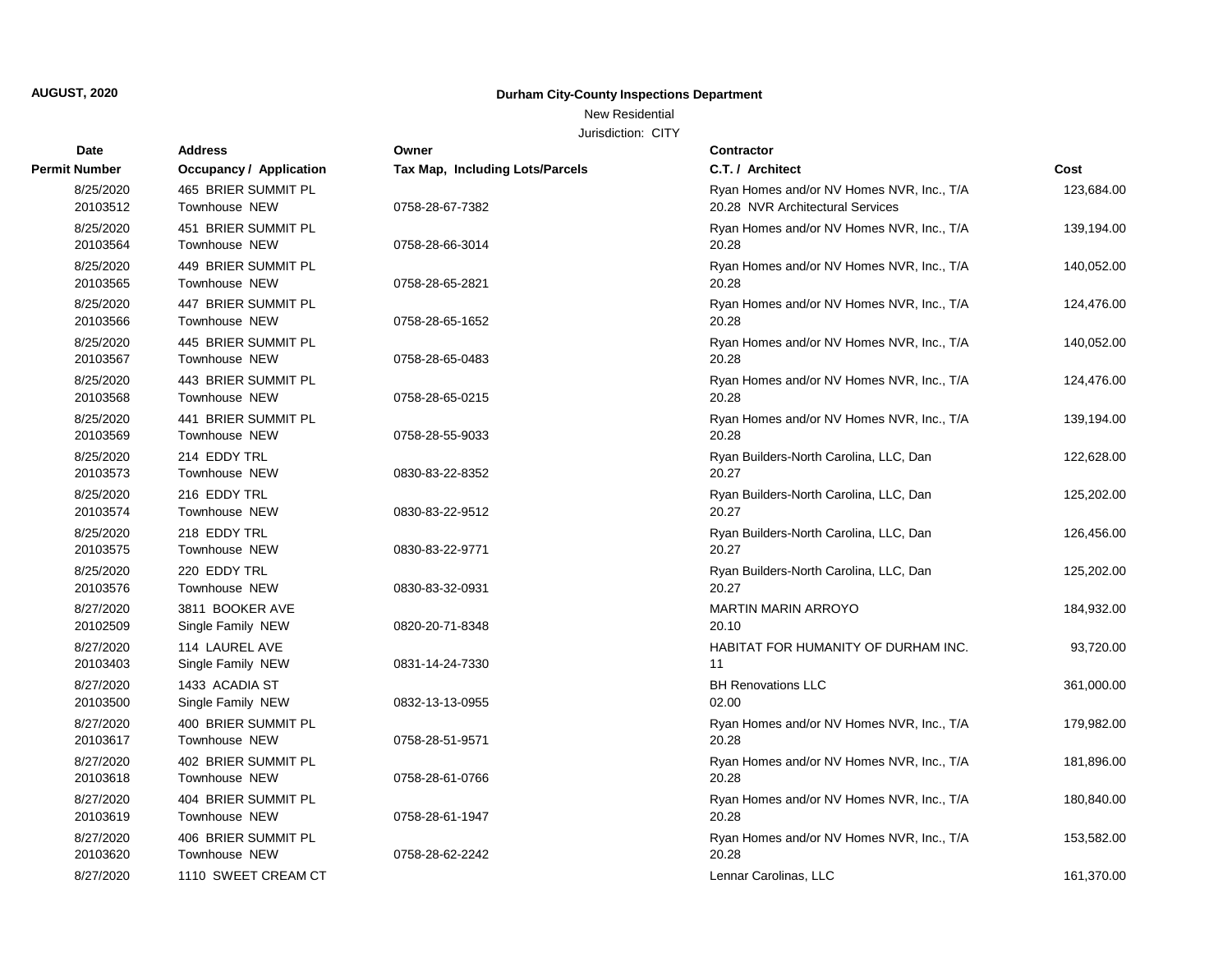**AUGUST, 2020**

**Durham City-County Inspections Department**

New Residential

Jurisdiction: CITY

| Date / Permit Number | Address / Occupancy / Application | Owner / Tax Map, Including Lots/Parcels | Contractor / C.T. / Architect | Cost |
|---|---|---|---|---|
| 8/25/2020 20103512 | 465 BRIER SUMMIT PL Townhouse NEW | 0758-28-67-7382 | Ryan Homes and/or NV Homes NVR, Inc., T/A 20.28 NVR Architectural Services | 123,684.00 |
| 8/25/2020 20103564 | 451 BRIER SUMMIT PL Townhouse NEW | 0758-28-66-3014 | Ryan Homes and/or NV Homes NVR, Inc., T/A 20.28 | 139,194.00 |
| 8/25/2020 20103565 | 449 BRIER SUMMIT PL Townhouse NEW | 0758-28-65-2821 | Ryan Homes and/or NV Homes NVR, Inc., T/A 20.28 | 140,052.00 |
| 8/25/2020 20103566 | 447 BRIER SUMMIT PL Townhouse NEW | 0758-28-65-1652 | Ryan Homes and/or NV Homes NVR, Inc., T/A 20.28 | 124,476.00 |
| 8/25/2020 20103567 | 445 BRIER SUMMIT PL Townhouse NEW | 0758-28-65-0483 | Ryan Homes and/or NV Homes NVR, Inc., T/A 20.28 | 140,052.00 |
| 8/25/2020 20103568 | 443 BRIER SUMMIT PL Townhouse NEW | 0758-28-65-0215 | Ryan Homes and/or NV Homes NVR, Inc., T/A 20.28 | 124,476.00 |
| 8/25/2020 20103569 | 441 BRIER SUMMIT PL Townhouse NEW | 0758-28-55-9033 | Ryan Homes and/or NV Homes NVR, Inc., T/A 20.28 | 139,194.00 |
| 8/25/2020 20103573 | 214 EDDY TRL Townhouse NEW | 0830-83-22-8352 | Ryan Builders-North Carolina, LLC, Dan 20.27 | 122,628.00 |
| 8/25/2020 20103574 | 216 EDDY TRL Townhouse NEW | 0830-83-22-9512 | Ryan Builders-North Carolina, LLC, Dan 20.27 | 125,202.00 |
| 8/25/2020 20103575 | 218 EDDY TRL Townhouse NEW | 0830-83-22-9771 | Ryan Builders-North Carolina, LLC, Dan 20.27 | 126,456.00 |
| 8/25/2020 20103576 | 220 EDDY TRL Townhouse NEW | 0830-83-32-0931 | Ryan Builders-North Carolina, LLC, Dan 20.27 | 125,202.00 |
| 8/27/2020 20102509 | 3811 BOOKER AVE Single Family NEW | 0820-20-71-8348 | MARTIN MARIN ARROYO 20.10 | 184,932.00 |
| 8/27/2020 20103403 | 114 LAUREL AVE Single Family NEW | 0831-14-24-7330 | HABITAT FOR HUMANITY OF DURHAM INC. 11 | 93,720.00 |
| 8/27/2020 20103500 | 1433 ACADIA ST Single Family NEW | 0832-13-13-0955 | BH Renovations LLC 02.00 | 361,000.00 |
| 8/27/2020 20103617 | 400 BRIER SUMMIT PL Townhouse NEW | 0758-28-51-9571 | Ryan Homes and/or NV Homes NVR, Inc., T/A 20.28 | 179,982.00 |
| 8/27/2020 20103618 | 402 BRIER SUMMIT PL Townhouse NEW | 0758-28-61-0766 | Ryan Homes and/or NV Homes NVR, Inc., T/A 20.28 | 181,896.00 |
| 8/27/2020 20103619 | 404 BRIER SUMMIT PL Townhouse NEW | 0758-28-61-1947 | Ryan Homes and/or NV Homes NVR, Inc., T/A 20.28 | 180,840.00 |
| 8/27/2020 20103620 | 406 BRIER SUMMIT PL Townhouse NEW | 0758-28-62-2242 | Ryan Homes and/or NV Homes NVR, Inc., T/A 20.28 | 153,582.00 |
| 8/27/2020 | 1110 SWEET CREAM CT | | Lennar Carolinas, LLC | 161,370.00 |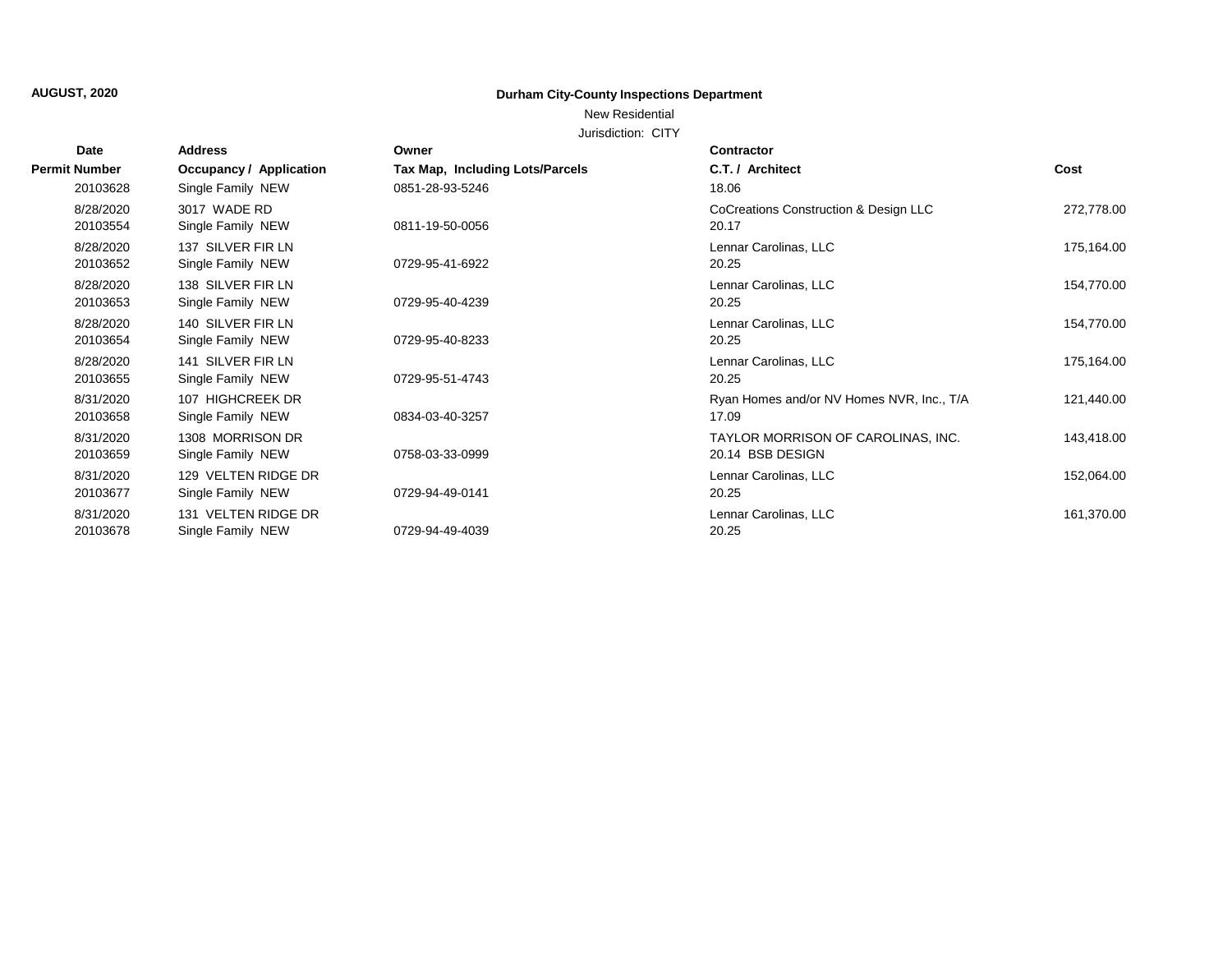**Durham City-County Inspections Department**

New Residential

Jurisdiction: CITY

| Date | Permit Number | Address | Occupancy / Application | Owner | Tax Map, Including Lots/Parcels | Contractor | C.T. / Architect | Cost |
|---|---|---|---|---|---|---|---|---|
| | 20103628 | | Single Family NEW | | 0851-28-93-5246 | | 18.06 | |
| 8/28/2020 | 20103554 | 3017 WADE RD | Single Family NEW | | 0811-19-50-0056 | CoCreations Construction & Design LLC | 20.17 | 272,778.00 |
| 8/28/2020 | 20103652 | 137 SILVER FIR LN | Single Family NEW | | 0729-95-41-6922 | Lennar Carolinas, LLC | 20.25 | 175,164.00 |
| 8/28/2020 | 20103653 | 138 SILVER FIR LN | Single Family NEW | | 0729-95-40-4239 | Lennar Carolinas, LLC | 20.25 | 154,770.00 |
| 8/28/2020 | 20103654 | 140 SILVER FIR LN | Single Family NEW | | 0729-95-40-8233 | Lennar Carolinas, LLC | 20.25 | 154,770.00 |
| 8/28/2020 | 20103655 | 141 SILVER FIR LN | Single Family NEW | | 0729-95-51-4743 | Lennar Carolinas, LLC | 20.25 | 175,164.00 |
| 8/31/2020 | 20103658 | 107 HIGHCREEK DR | Single Family NEW | | 0834-03-40-3257 | Ryan Homes and/or NV Homes NVR, Inc., T/A | 17.09 | 121,440.00 |
| 8/31/2020 | 20103659 | 1308 MORRISON DR | Single Family NEW | | 0758-03-33-0999 | TAYLOR MORRISON OF CAROLINAS, INC. | 20.14 BSB DESIGN | 143,418.00 |
| 8/31/2020 | 20103677 | 129 VELTEN RIDGE DR | Single Family NEW | | 0729-94-49-0141 | Lennar Carolinas, LLC | 20.25 | 152,064.00 |
| 8/31/2020 | 20103678 | 131 VELTEN RIDGE DR | Single Family NEW | | 0729-94-49-4039 | Lennar Carolinas, LLC | 20.25 | 161,370.00 |